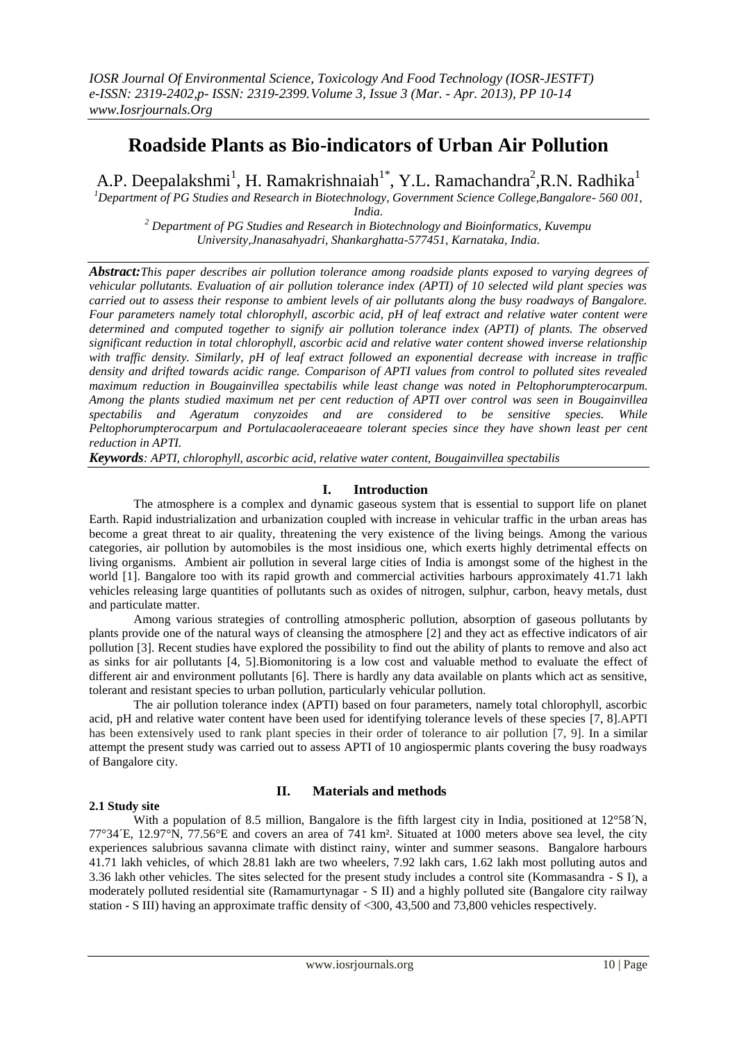# Roadside Plants as Bio-indicators of Urban Air Pollution

A.P. Deepalakshmi[1], H. Ramakrishnaiah[1*], Y.L. Ramachandra[2], R.N. Radhika[1]

[1]Department of PG Studies and Research in Biotechnology, Government Science College, Bangalore- 560 001, India.

[2] Department of PG Studies and Research in Biotechnology and Bioinformatics, Kuvempu University, Jnanasahyadri, Shankarghatta-577451, Karnataka, India.

***Abstract:*** *This paper describes air pollution tolerance among roadside plants exposed to varying degrees of vehicular pollutants. Evaluation of air pollution tolerance index (APTI) of 10 selected wild plant species was carried out to assess their response to ambient levels of air pollutants along the busy roadways of Bangalore. Four parameters namely total chlorophyll, ascorbic acid, pH of leaf extract and relative water content were determined and computed together to signify air pollution tolerance index (APTI) of plants. The observed significant reduction in total chlorophyll, ascorbic acid and relative water content showed inverse relationship with traffic density. Similarly, pH of leaf extract followed an exponential decrease with increase in traffic density and drifted towards acidic range. Comparison of APTI values from control to polluted sites revealed maximum reduction in Bougainvillea spectabilis while least change was noted in Peltophorumpterocarpum. Among the plants studied maximum net per cent reduction of APTI over control was seen in Bougainvillea spectabilis and Ageratum conyzoides and are considered to be sensitive species. While Peltophorumpterocarpum and Portulacaoleraceaeare tolerant species since they have shown least per cent reduction in APTI.*

***Keywords****: APTI, chlorophyll, ascorbic acid, relative water content, Bougainvillea spectabilis*

## I. Introduction

The atmosphere is a complex and dynamic gaseous system that is essential to support life on planet Earth. Rapid industrialization and urbanization coupled with increase in vehicular traffic in the urban areas has become a great threat to air quality, threatening the very existence of the living beings. Among the various categories, air pollution by automobiles is the most insidious one, which exerts highly detrimental effects on living organisms. Ambient air pollution in several large cities of India is amongst some of the highest in the world [1]. Bangalore too with its rapid growth and commercial activities harbours approximately 41.71 lakh vehicles releasing large quantities of pollutants such as oxides of nitrogen, sulphur, carbon, heavy metals, dust and particulate matter.

Among various strategies of controlling atmospheric pollution, absorption of gaseous pollutants by plants provide one of the natural ways of cleansing the atmosphere [2] and they act as effective indicators of air pollution [3]. Recent studies have explored the possibility to find out the ability of plants to remove and also act as sinks for air pollutants [4, 5].Biomonitoring is a low cost and valuable method to evaluate the effect of different air and environment pollutants [6]. There is hardly any data available on plants which act as sensitive, tolerant and resistant species to urban pollution, particularly vehicular pollution.

The air pollution tolerance index (APTI) based on four parameters, namely total chlorophyll, ascorbic acid, pH and relative water content have been used for identifying tolerance levels of these species [7, 8].APTI has been extensively used to rank plant species in their order of tolerance to air pollution [7, 9]. In a similar attempt the present study was carried out to assess APTI of 10 angiospermic plants covering the busy roadways of Bangalore city.

## II. Materials and methods

### 2.1 Study site

With a population of 8.5 million, Bangalore is the fifth largest city in India, positioned at 12°58´N, 77°34´E, 12.97°N, 77.56°E and covers an area of 741 km². Situated at 1000 meters above sea level, the city experiences salubrious savanna climate with distinct rainy, winter and summer seasons. Bangalore harbours 41.71 lakh vehicles, of which 28.81 lakh are two wheelers, 7.92 lakh cars, 1.62 lakh most polluting autos and 3.36 lakh other vehicles. The sites selected for the present study includes a control site (Kommasandra - S I), a moderately polluted residential site (Ramamurtynagar - S II) and a highly polluted site (Bangalore city railway station - S III) having an approximate traffic density of <300, 43,500 and 73,800 vehicles respectively.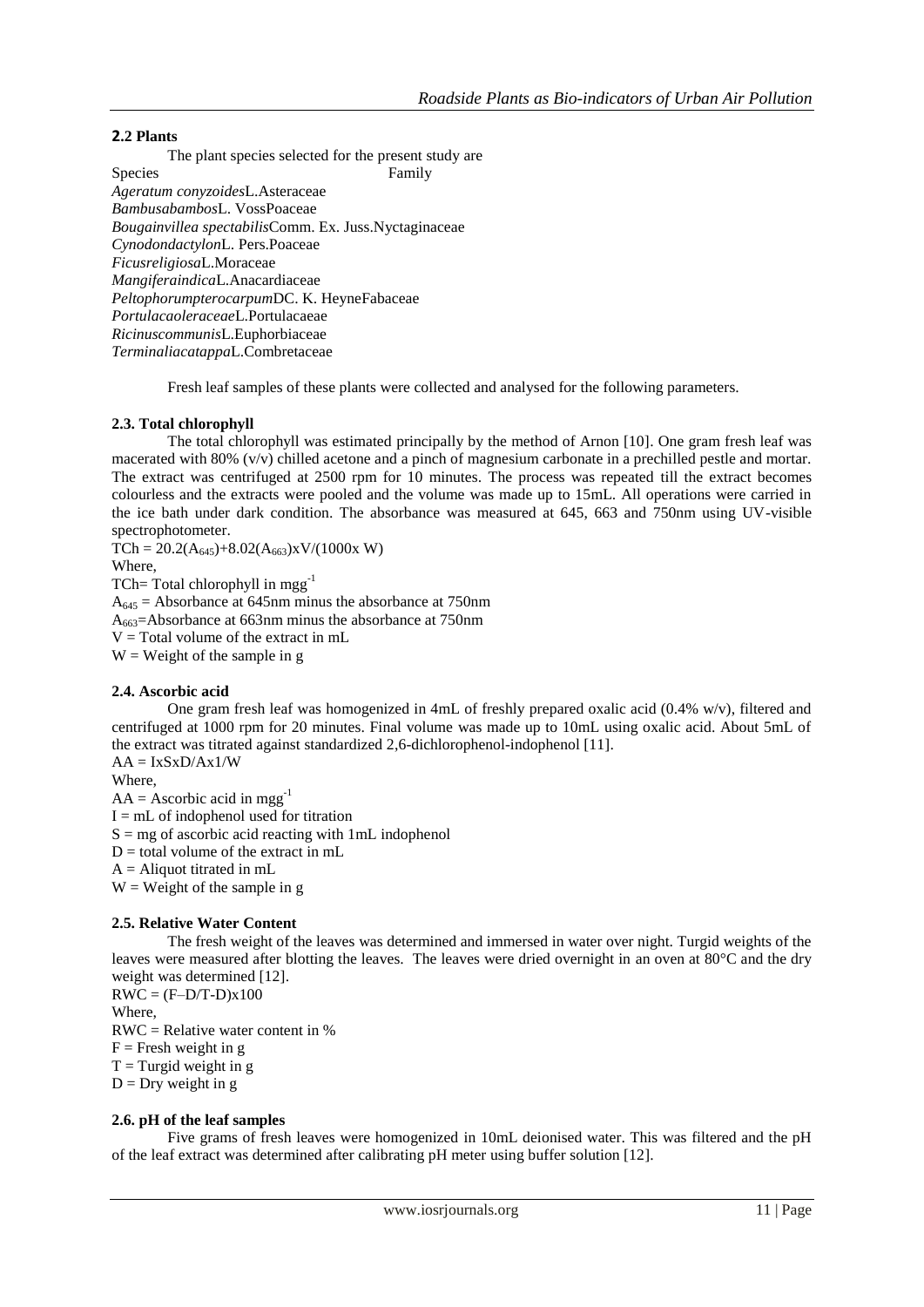### 2.2 Plants

The plant species selected for the present study are

| Species | Family |
|---|---|
| *Ageratum conyzoides* L. | Asteraceae |
| *Bambusa bambos* L. Voss | Poaceae |
| *Bougainvillea spectabilis* Comm. Ex. Juss. | Nyctaginaceae |
| *Cynodon dactylon* L. Pers. | Poaceae |
| *Ficus religiosa* L. | Moraceae |
| *Mangifera indica* L. | Anacardiaceae |
| *Peltophorum pterocarpum* DC. K. Heyne | Fabaceae |
| *Portulaca oleraceae* L. | Portulacaeae |
| *Ricinus communis* L. | Euphorbiaceae |
| *Terminalia catappa* L. | Combretaceae |

Fresh leaf samples of these plants were collected and analysed for the following parameters.

### 2.3. Total chlorophyll

The total chlorophyll was estimated principally by the method of Arnon [10]. One gram fresh leaf was macerated with 80% (v/v) chilled acetone and a pinch of magnesium carbonate in a prechilled pestle and mortar. The extract was centrifuged at 2500 rpm for 10 minutes. The process was repeated till the extract becomes colourless and the extracts were pooled and the volume was made up to 15mL. All operations were carried in the ice bath under dark condition. The absorbance was measured at 645, 663 and 750nm using UV-visible spectrophotometer.

$$TCh = 20.2(A_{645})+8.02(A_{663}) x V/(1000 x W)$$

Where,

TCh= Total chlorophyll in $mg g^{-1}$

$A_{645}$ = Absorbance at 645nm minus the absorbance at 750nm

$A_{663}$=Absorbance at 663nm minus the absorbance at 750nm

V = Total volume of the extract in mL

W = Weight of the sample in g

### 2.4. Ascorbic acid

One gram fresh leaf was homogenized in 4mL of freshly prepared oxalic acid (0.4% w/v), filtered and centrifuged at 1000 rpm for 20 minutes. Final volume was made up to 10mL using oxalic acid. About 5mL of the extract was titrated against standardized 2,6-dichlorophenol-indophenol [11].

$$AA = I x S x D/A x 1/W$$

Where,

AA = Ascorbic acid in $mg g^{-1}$

I = mL of indophenol used for titration

S = mg of ascorbic acid reacting with 1mL indophenol

D = total volume of the extract in mL

A = Aliquot titrated in mL

W = Weight of the sample in g

### 2.5. Relative Water Content

The fresh weight of the leaves was determined and immersed in water over night. Turgid weights of the leaves were measured after blotting the leaves. The leaves were dried overnight in an oven at 80°C and the dry weight was determined [12].

$$RWC = (F–D/T-D) x 100$$

Where,

RWC = Relative water content in %

F = Fresh weight in g

T = Turgid weight in g

D = Dry weight in g

### 2.6. pH of the leaf samples

Five grams of fresh leaves were homogenized in 10mL deionised water. This was filtered and the pH of the leaf extract was determined after calibrating pH meter using buffer solution [12].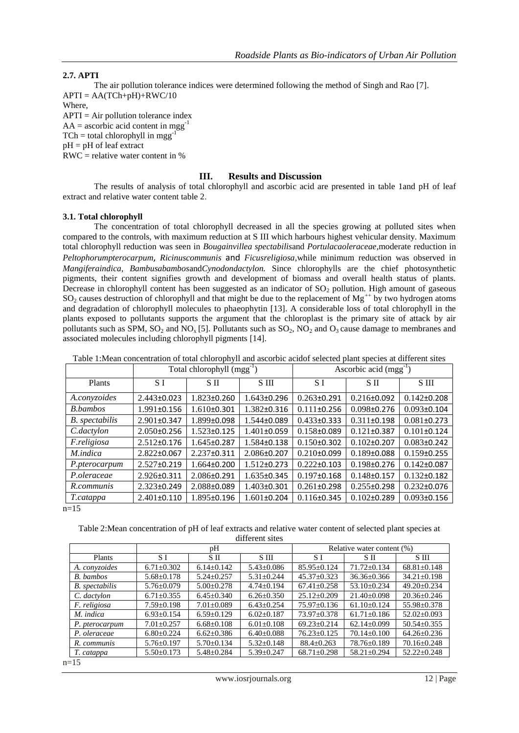### 2.7. APTI

The air pollution tolerance indices were determined following the method of Singh and Rao [7].

$APTI = AA(TCh+pH)+RWC/10$

Where,

APTI = Air pollution tolerance index

AA = ascorbic acid content in $mgg^{-1}$

TCh = total chlorophyll in $mgg^{-1}$

pH = pH of leaf extract

RWC = relative water content in %

## III. Results and Discussion

The results of analysis of total chlorophyll and ascorbic acid are presented in table 1and pH of leaf extract and relative water content table 2.

### 3.1. Total chlorophyll

The concentration of total chlorophyll decreased in all the species growing at polluted sites when compared to the controls, with maximum reduction at S III which harbours highest vehicular density. Maximum total chlorophyll reduction was seen in *Bougainvillea spectabilis*and *Portulacaoleraceae*,moderate reduction in *Peltophorumpterocarpum, Ricinuscommunis* and *Ficusreligiosa*,while minimum reduction was observed in *Mangiferaindica*, *Bambusabambos*and*Cynodondactylon.* Since chlorophylls are the chief photosynthetic pigments, their content signifies growth and development of biomass and overall health status of plants. Decrease in chlorophyll content has been suggested as an indicator of $SO_2$ pollution. High amount of gaseous $SO_2$ causes destruction of chlorophyll and that might be due to the replacement of $Mg^{++}$ by two hydrogen atoms and degradation of chlorophyll molecules to phaeophytin [13]. A considerable loss of total chlorophyll in the plants exposed to pollutants supports the argument that the chloroplast is the primary site of attack by air pollutants such as SPM, $SO_2$ and $NO_x$ [5]. Pollutants such as $SO_2$, $NO_2$ and $O_3$ cause damage to membranes and associated molecules including chlorophyll pigments [14].

Table 1:Mean concentration of total chlorophyll and ascorbic acidof selected plant species at different sites

| | Total chlorophyll ($mgg^{-1}$) | | | Ascorbic acid ($mgg^{-1}$) | | |
|---|---|---|---|---|---|---|
| Plants | S I | S II | S III | S I | S II | S III |
| *A.conyzoides* | 2.443±0.023 | 1.823±0.260 | 1.643±0.296 | 0.263±0.291 | 0.216±0.092 | 0.142±0.208 |
| *B.bambos* | 1.991±0.156 | 1.610±0.301 | 1.382±0.316 | 0.111±0.256 | 0.098±0.276 | 0.093±0.104 |
| *B. spectabilis* | 2.901±0.347 | 1.899±0.098 | 1.544±0.089 | 0.433±0.333 | 0.311±0.198 | 0.081±0.273 |
| *C.dactylon* | 2.050±0.256 | 1.523±0.125 | 1.401±0.059 | 0.158±0.089 | 0.121±0.387 | 0.101±0.124 |
| *F.religiosa* | 2.512±0.176 | 1.645±0.287 | 1.584±0.138 | 0.150±0.302 | 0.102±0.207 | 0.083±0.242 |
| *M.indica* | 2.822±0.067 | 2.237±0.311 | 2.086±0.207 | 0.210±0.099 | 0.189±0.088 | 0.159±0.255 |
| *P.pterocarpum* | 2.527±0.219 | 1.664±0.200 | 1.512±0.273 | 0.222±0.103 | 0.198±0.276 | 0.142±0.087 |
| *P.oleraceae* | 2.926±0.311 | 2.086±0.291 | 1.635±0.345 | 0.197±0.168 | 0.148±0.157 | 0.132±0.182 |
| *R.communis* | 2.323±0.249 | 2.088±0.089 | 1.403±0.301 | 0.261±0.298 | 0.255±0.298 | 0.232±0.076 |
| *T.catappa* | 2.401±0.110 | 1.895±0.196 | 1.601±0.204 | 0.116±0.345 | 0.102±0.289 | 0.093±0.156 |

n=15

Table 2:Mean concentration of pH of leaf extracts and relative water content of selected plant species at different sites

| | pH | | | Relative water content (%) | | |
|---|---|---|---|---|---|---|
| Plants | S I | S II | S III | S I | S II | S III |
| *A. conyzoides* | 6.71±0.302 | 6.14±0.142 | 5.43±0.086 | 85.95±0.124 | 71.72±0.134 | 68.81±0.148 |
| *B. bambos* | 5.68±0.178 | 5.24±0.257 | 5.31±0.244 | 45.37±0.323 | 36.36±0.366 | 34.21±0.198 |
| *B. spectabilis* | 5.76±0.079 | 5.00±0.278 | 4.74±0.194 | 67.41±0.258 | 53.10±0.234 | 49.20±0.234 |
| *C. dactylon* | 6.71±0.355 | 6.45±0.340 | 6.26±0.350 | 25.12±0.209 | 21.40±0.098 | 20.36±0.246 |
| *F. religiosa* | 7.59±0.198 | 7.01±0.089 | 6.43±0.254 | 75.97±0.136 | 61.10±0.124 | 55.98±0.378 |
| *M. indica* | 6.93±0.154 | 6.59±0.129 | 6.02±0.187 | 73.97±0.378 | 61.71±0.186 | 52.02±0.093 |
| *P. pterocarpum* | 7.01±0.257 | 6.68±0.108 | 6.01±0.108 | 69.23±0.214 | 62.14±0.099 | 50.54±0.355 |
| *P. oleraceae* | 6.80±0.224 | 6.62±0.386 | 6.40±0.088 | 76.23±0.125 | 70.14±0.100 | 64.26±0.236 |
| *R. communis* | 5.76±0.197 | 5.70±0.134 | 5.32±0.148 | 88.4±0.263 | 78.76±0.189 | 70.16±0.248 |
| *T. catappa* | 5.50±0.173 | 5.48±0.284 | 5.39±0.247 | 68.71±0.298 | 58.21±0.294 | 52.22±0.248 |

n=15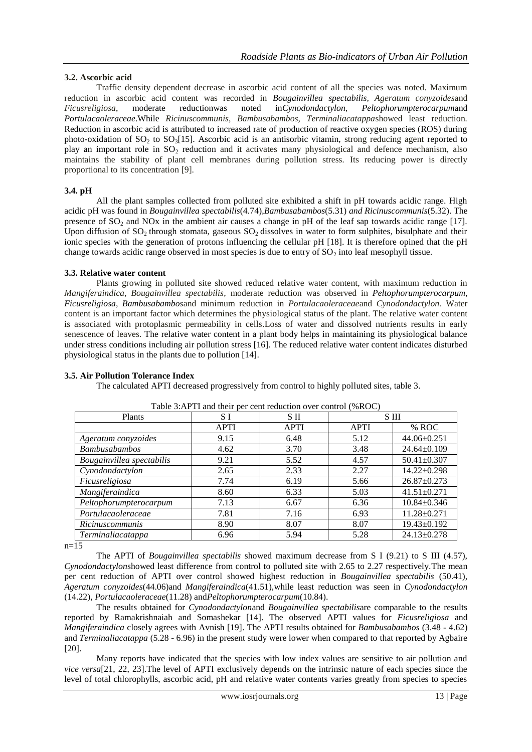### 3.2. Ascorbic acid

Traffic density dependent decrease in ascorbic acid content of all the species was noted. Maximum reduction in ascorbic acid content was recorded in *Bougainvillea spectabilis, Ageratum conyzoides*and *Ficusreligiosa*, moderate reductionwas noted in*Cynodondactylon*, *Peltophorumpterocarpum*and *Portulacaoleraceae*.While *Ricinuscommunis, Bambusabambos, Terminaliacatappa*showed least reduction. Reduction in ascorbic acid is attributed to increased rate of production of reactive oxygen species (ROS) during photo-oxidation of $SO_2$ to $SO_3$[15]. Ascorbic acid is an antisorbic vitamin, strong reducing agent reported to play an important role in $SO_2$ reduction and it activates many physiological and defence mechanism, also maintains the stability of plant cell membranes during pollution stress. Its reducing power is directly proportional to its concentration [9].

### 3.4. pH

All the plant samples collected from polluted site exhibited a shift in pH towards acidic range. High acidic pH was found in *Bougainvillea spectabilis*(4.74),*Bambusabambos*(5.31) *and Ricinuscommunis*(5.32). The presence of $SO_2$ and NOx in the ambient air causes a change in pH of the leaf sap towards acidic range [17]. Upon diffusion of $SO_2$ through stomata, gaseous $SO_2$ dissolves in water to form sulphites, bisulphate and their ionic species with the generation of protons influencing the cellular pH [18]. It is therefore opined that the pH change towards acidic range observed in most species is due to entry of $SO_2$ into leaf mesophyll tissue.

### 3.3. Relative water content

Plants growing in polluted site showed reduced relative water content, with maximum reduction in *Mangiferaindica, Bougainvillea spectabilis*, moderate reduction was observed in *Peltophorumpterocarpum, Ficusreligiosa, Bambusabambos*and minimum reduction in *Portulacaoleraceae*and *Cynodondactylon.* Water content is an important factor which determines the physiological status of the plant. The relative water content is associated with protoplasmic permeability in cells.Loss of water and dissolved nutrients results in early senescence of leaves. The relative water content in a plant body helps in maintaining its physiological balance under stress conditions including air pollution stress [16]. The reduced relative water content indicates disturbed physiological status in the plants due to pollution [14].

### 3.5. Air Pollution Tolerance Index

The calculated APTI decreased progressively from control to highly polluted sites, table 3.

Table 3:APTI and their per cent reduction over control (%ROC)

| Plants | S I | S II | S III | |
|---|---|---|---|---|
| | APTI | APTI | APTI | % ROC |
| *Ageratum conyzoides* | 9.15 | 6.48 | 5.12 | 44.06±0.251 |
| *Bambusabambos* | 4.62 | 3.70 | 3.48 | 24.64±0.109 |
| *Bougainvillea spectabilis* | 9.21 | 5.52 | 4.57 | 50.41±0.307 |
| *Cynodondactylon* | 2.65 | 2.33 | 2.27 | 14.22±0.298 |
| *Ficusreligiosa* | 7.74 | 6.19 | 5.66 | 26.87±0.273 |
| *Mangiferaindica* | 8.60 | 6.33 | 5.03 | 41.51±0.271 |
| *Peltophorumpterocarpum* | 7.13 | 6.67 | 6.36 | 10.84±0.346 |
| *Portulacaoleraceae* | 7.81 | 7.16 | 6.93 | 11.28±0.271 |
| *Ricinuscommunis* | 8.90 | 8.07 | 8.07 | 19.43±0.192 |
| *Terminaliacatappa* | 6.96 | 5.94 | 5.28 | 24.13±0.278 |

n=15

The APTI of *Bougainvillea spectabilis* showed maximum decrease from S I (9.21) to S III (4.57), *Cynodondactylon*showed least difference from control to polluted site with 2.65 to 2.27 respectively.The mean per cent reduction of APTI over control showed highest reduction in *Bougainvillea spectabilis* (50.41), *Ageratum conyzoides*(44.06)and *Mangiferaindica*(41.51),while least reduction was seen in *Cynodondactylon* (14.22), *Portulacaoleraceae*(11.28) and*Peltophorumpterocarpum*(10.84).

The results obtained for *Cynodondactylon*and *Bougainvillea spectabilis*are comparable to the results reported by Ramakrishnaiah and Somashekar [14]. The observed APTI values for *Ficusreligiosa* and *Mangiferaindica* closely agrees with Avnish [19]. The APTI results obtained for *Bambusabambos* (3.48 - 4.62) and *Terminaliacatappa* (5.28 - 6.96) in the present study were lower when compared to that reported by Agbaire [20].

Many reports have indicated that the species with low index values are sensitive to air pollution and *vice versa*[21, 22, 23].The level of APTI exclusively depends on the intrinsic nature of each species since the level of total chlorophylls, ascorbic acid, pH and relative water contents varies greatly from species to species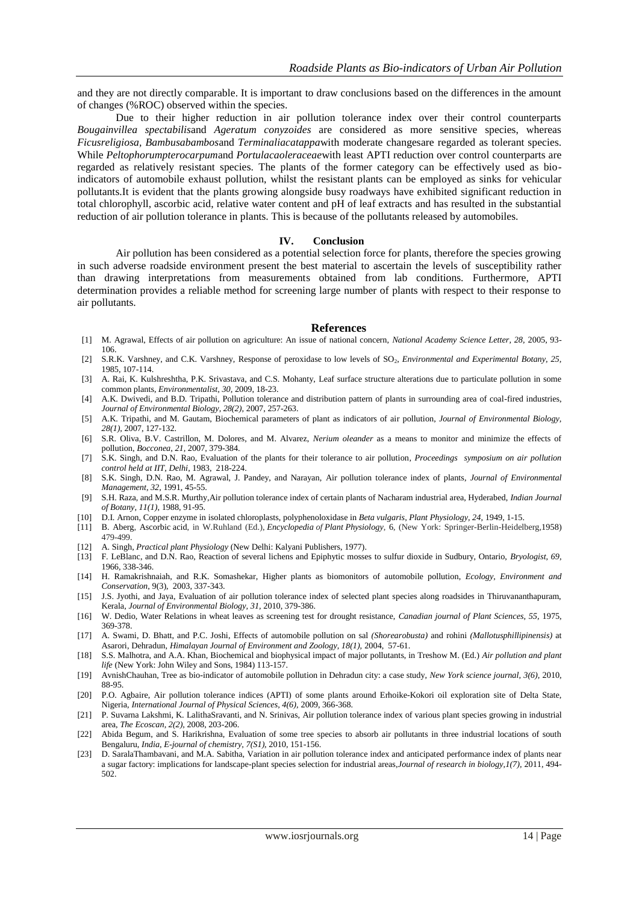and they are not directly comparable. It is important to draw conclusions based on the differences in the amount of changes (%ROC) observed within the species.

Due to their higher reduction in air pollution tolerance index over their control counterparts *Bougainvillea spectabilis*and *Ageratum conyzoides* are considered as more sensitive species, whereas *Ficusreligiosa*, *Bambusabambos*and *Terminaliacatappa*with moderate changesare regarded as tolerant species. While *Peltophorumpterocarpum*and *Portulacaoleraceae*with least APTI reduction over control counterparts are regarded as relatively resistant species. The plants of the former category can be effectively used as bio-indicators of automobile exhaust pollution, whilst the resistant plants can be employed as sinks for vehicular pollutants.It is evident that the plants growing alongside busy roadways have exhibited significant reduction in total chlorophyll, ascorbic acid, relative water content and pH of leaf extracts and has resulted in the substantial reduction of air pollution tolerance in plants. This is because of the pollutants released by automobiles.

## IV. Conclusion

Air pollution has been considered as a potential selection force for plants, therefore the species growing in such adverse roadside environment present the best material to ascertain the levels of susceptibility rather than drawing interpretations from measurements obtained from lab conditions. Furthermore, APTI determination provides a reliable method for screening large number of plants with respect to their response to air pollutants.

## References

[1] M. Agrawal, Effects of air pollution on agriculture: An issue of national concern, *National Academy Science Letter, 28*, 2005, 93-106.

[2] S.R.K. Varshney, and C.K. Varshney, Response of peroxidase to low levels of $SO_2$, *Environmental and Experimental Botany, 25,* 1985, 107-114.

[3] A. Rai, K. Kulshreshtha, P.K. Srivastava, and C.S. Mohanty, Leaf surface structure alterations due to particulate pollution in some common plants, *Environmentalist, 30*, 2009, 18-23.

[4] A.K. Dwivedi, and B.D. Tripathi, Pollution tolerance and distribution pattern of plants in surrounding area of coal-fired industries, *Journal of Environmental Biology, 28(2)*, 2007, 257-263.

[5] A.K. Tripathi, and M. Gautam, Biochemical parameters of plant as indicators of air pollution, *Journal of Environmental Biology, 28(1)*, 2007, 127-132.

[6] S.R. Oliva, B.V. Castrillon, M. Dolores, and M. Alvarez, *Nerium oleander* as a means to monitor and minimize the effects of pollution, *Bocconea, 21*, 2007, 379-384.

[7] S.K. Singh, and D.N. Rao, Evaluation of the plants for their tolerance to air pollution, *Proceedings symposium on air pollution control held at IIT, Delhi*, 1983, 218-224.

[8] S.K. Singh, D.N. Rao, M. Agrawal, J. Pandey, and Narayan, Air pollution tolerance index of plants, *Journal of Environmental Management, 32*, 1991, 45-55.

[9] S.H. Raza, and M.S.R. Murthy,Air pollution tolerance index of certain plants of Nacharam industrial area, Hyderabed, *Indian Journal of Botany, 11(1)*, 1988, 91-95.

[10] D.I. Arnon, Copper enzyme in isolated chloroplasts, polyphenoloxidase in *Beta vulgaris, Plant Physiology, 24*, 1949, 1-15.

[11] B. Aberg, Ascorbic acid, in W.Ruhland (Ed.), *Encyclopedia of Plant Physiology*, 6, (New York: Springer-Berlin-Heidelberg,1958) 479-499.

[12] A. Singh, *Practical plant Physiology* (New Delhi: Kalyani Publishers, 1977).

[13] F. LeBlanc, and D.N. Rao, Reaction of several lichens and Epiphytic mosses to sulfur dioxide in Sudbury, Ontario, *Bryologist, 69,* 1966, 338-346.

[14] H. Ramakrishnaiah, and R.K. Somashekar, Higher plants as biomonitors of automobile pollution, *Ecology, Environment and Conservation*, 9(3), 2003, 337-343.

[15] J.S. Jyothi, and Jaya, Evaluation of air pollution tolerance index of selected plant species along roadsides in Thiruvananthapuram, Kerala, *Journal of Environmental Biology, 31*, 2010, 379-386.

[16] W. Dedio, Water Relations in wheat leaves as screening test for drought resistance, *Canadian journal of Plant Sciences, 55,* 1975, 369-378.

[17] A. Swami, D. Bhatt, and P.C. Joshi, Effects of automobile pollution on sal *(Shorearobusta)* and rohini *(Mallotusphillipinensis)* at Asarori, Dehradun, *Himalayan Journal of Environment and Zoology, 18(1),* 2004, 57-61.

[18] S.S. Malhotra, and A.A. Khan, Biochemical and biophysical impact of major pollutants, in Treshow M. (Ed.) *Air pollution and plant life* (New York: John Wiley and Sons, 1984) 113-157.

[19] AvnishChauhan, Tree as bio-indicator of automobile pollution in Dehradun city: a case study, *New York science journal, 3(6),* 2010, 88-95.

[20] P.O. Agbaire, Air pollution tolerance indices (APTI) of some plants around Erhoike-Kokori oil exploration site of Delta State, Nigeria, *International Journal of Physical Sciences, 4(6),* 2009, 366-368.

[21] P. Suvarna Lakshmi, K. LalithaSravanti, and N. Srinivas, Air pollution tolerance index of various plant species growing in industrial area, *The Ecoscan, 2(2),* 2008, 203-206.

[22] Abida Begum, and S. Harikrishna, Evaluation of some tree species to absorb air pollutants in three industrial locations of south Bengaluru, *India, E-journal of chemistry, 7(S1),* 2010, 151-156.

[23] D. SaralaThambavani, and M.A. Sabitha, Variation in air pollution tolerance index and anticipated performance index of plants near a sugar factory: implications for landscape-plant species selection for industrial areas,*Journal of research in biology,1(7),* 2011, 494-502.